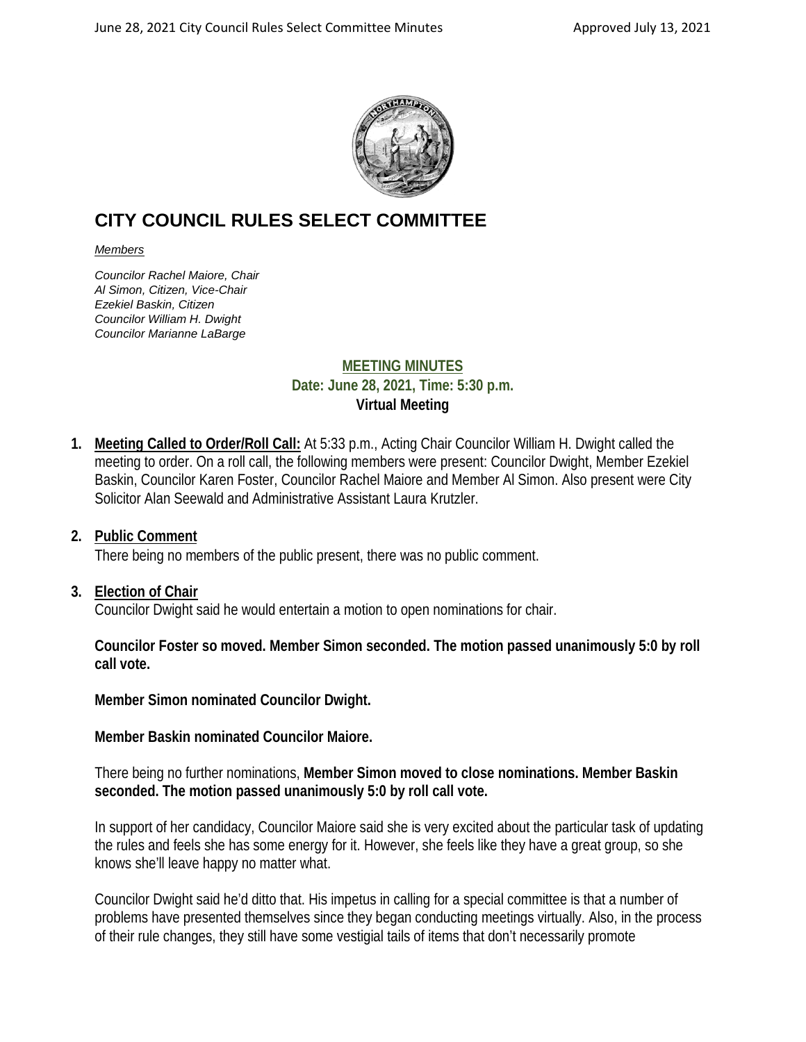# CITY COUNCIL RULES SELECT COMMITTEE

*Members*

*Councilor Rachel Maiore, Chair*
*Al Simon, Citizen, Vice-Chair*
*Ezekiel Baskin, Citizen*
*Councilor William H. Dwight*
*Councilor Marianne LaBarge*

**MEETING MINUTES**
**Date: June 28, 2021, Time: 5:30 p.m.**
**Virtual Meeting**

1. **Meeting Called to Order/Roll Call:** At 5:33 p.m., Acting Chair Councilor William H. Dwight called the meeting to order. On a roll call, the following members were present: Councilor Dwight, Member Ezekiel Baskin, Councilor Karen Foster, Councilor Rachel Maiore and Member Al Simon. Also present were City Solicitor Alan Seewald and Administrative Assistant Laura Krutzler.

2. **Public Comment**
There being no members of the public present, there was no public comment.

3. **Election of Chair**
Councilor Dwight said he would entertain a motion to open nominations for chair.

**Councilor Foster so moved. Member Simon seconded. The motion passed unanimously 5:0 by roll call vote.**

**Member Simon nominated Councilor Dwight.**

**Member Baskin nominated Councilor Maiore.**

There being no further nominations, **Member Simon moved to close nominations. Member Baskin seconded. The motion passed unanimously 5:0 by roll call vote.**

In support of her candidacy, Councilor Maiore said she is very excited about the particular task of updating the rules and feels she has some energy for it. However, she feels like they have a great group, so she knows she'll leave happy no matter what.

Councilor Dwight said he'd ditto that. His impetus in calling for a special committee is that a number of problems have presented themselves since they began conducting meetings virtually. Also, in the process of their rule changes, they still have some vestigial tails of items that don't necessarily promote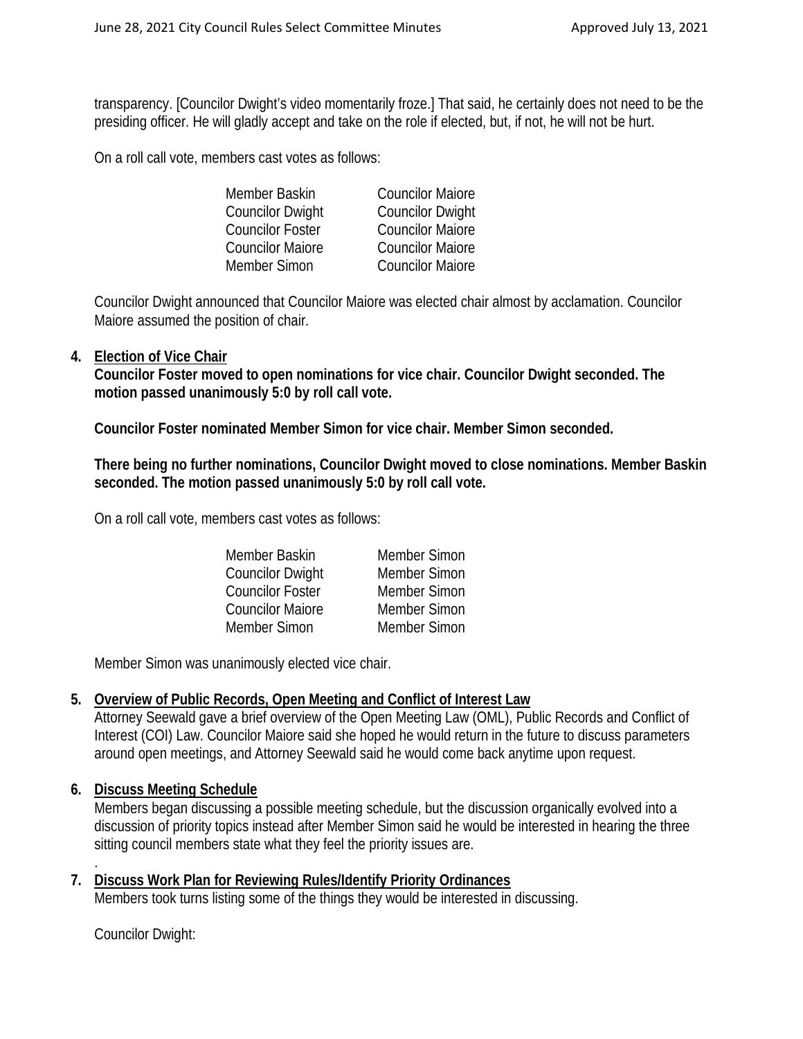transparency. [Councilor Dwight's video momentarily froze.] That said, he certainly does not need to be the presiding officer. He will gladly accept and take on the role if elected, but, if not, he will not be hurt.

On a roll call vote, members cast votes as follows:

| | |
|---|---|
| Member Baskin | Councilor Maiore |
| Councilor Dwight | Councilor Dwight |
| Councilor Foster | Councilor Maiore |
| Councilor Maiore | Councilor Maiore |
| Member Simon | Councilor Maiore |

Councilor Dwight announced that Councilor Maiore was elected chair almost by acclamation. Councilor Maiore assumed the position of chair.

**4. Election of Vice Chair**

**Councilor Foster moved to open nominations for vice chair. Councilor Dwight seconded. The motion passed unanimously 5:0 by roll call vote.**

**Councilor Foster nominated Member Simon for vice chair. Member Simon seconded.**

**There being no further nominations, Councilor Dwight moved to close nominations. Member Baskin seconded. The motion passed unanimously 5:0 by roll call vote.**

On a roll call vote, members cast votes as follows:

| | |
|---|---|
| Member Baskin | Member Simon |
| Councilor Dwight | Member Simon |
| Councilor Foster | Member Simon |
| Councilor Maiore | Member Simon |
| Member Simon | Member Simon |

Member Simon was unanimously elected vice chair.

**5. Overview of Public Records, Open Meeting and Conflict of Interest Law**

Attorney Seewald gave a brief overview of the Open Meeting Law (OML), Public Records and Conflict of Interest (COI) Law. Councilor Maiore said she hoped he would return in the future to discuss parameters around open meetings, and Attorney Seewald said he would come back anytime upon request.

**6. Discuss Meeting Schedule**

Members began discussing a possible meeting schedule, but the discussion organically evolved into a discussion of priority topics instead after Member Simon said he would be interested in hearing the three sitting council members state what they feel the priority issues are.

**7. Discuss Work Plan for Reviewing Rules/Identify Priority Ordinances**

Members took turns listing some of the things they would be interested in discussing.

Councilor Dwight: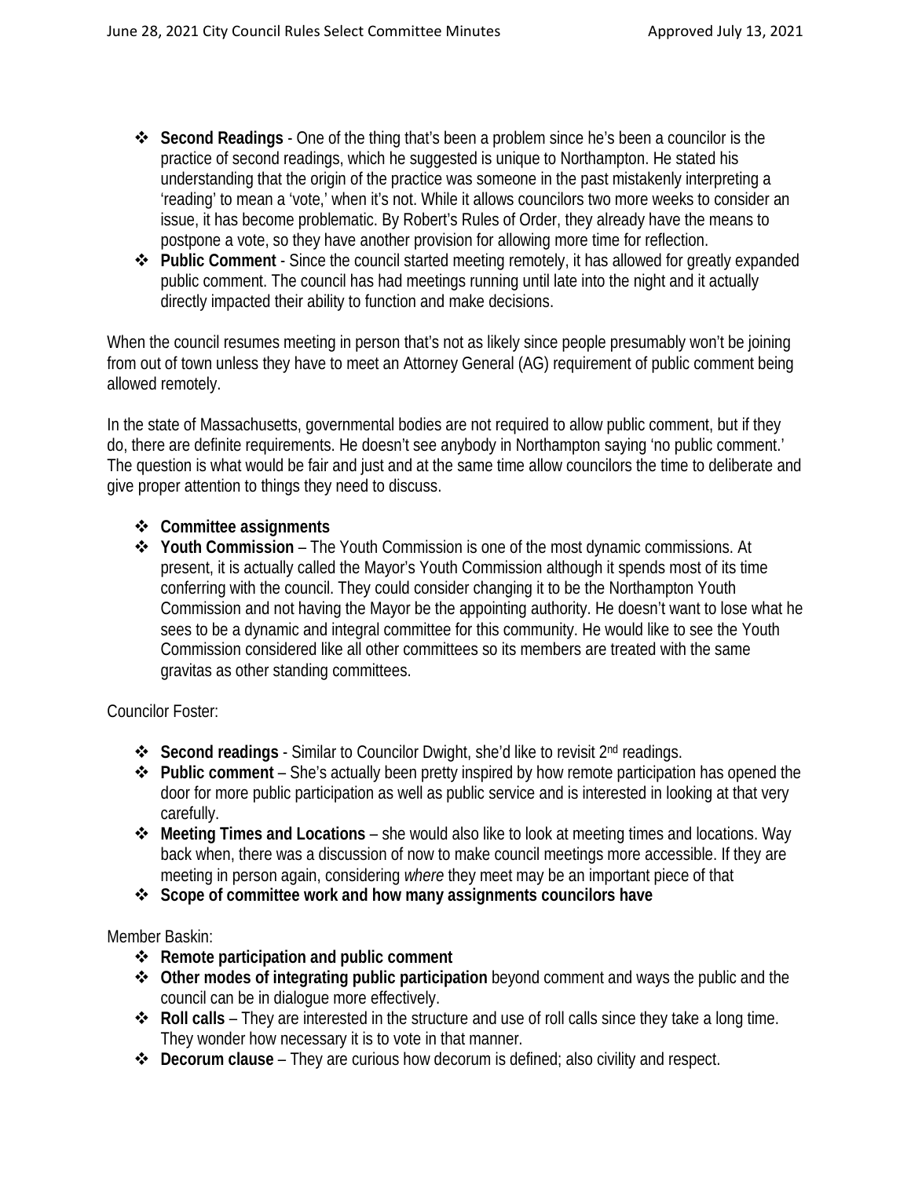- **Second Readings** - One of the thing that's been a problem since he's been a councilor is the practice of second readings, which he suggested is unique to Northampton. He stated his understanding that the origin of the practice was someone in the past mistakenly interpreting a 'reading' to mean a 'vote,' when it's not. While it allows councilors two more weeks to consider an issue, it has become problematic. By Robert's Rules of Order, they already have the means to postpone a vote, so they have another provision for allowing more time for reflection.
- **Public Comment** - Since the council started meeting remotely, it has allowed for greatly expanded public comment. The council has had meetings running until late into the night and it actually directly impacted their ability to function and make decisions.

When the council resumes meeting in person that's not as likely since people presumably won't be joining from out of town unless they have to meet an Attorney General (AG) requirement of public comment being allowed remotely.

In the state of Massachusetts, governmental bodies are not required to allow public comment, but if they do, there are definite requirements. He doesn't see anybody in Northampton saying 'no public comment.' The question is what would be fair and just and at the same time allow councilors the time to deliberate and give proper attention to things they need to discuss.

- **Committee assignments**
- **Youth Commission** – The Youth Commission is one of the most dynamic commissions. At present, it is actually called the Mayor's Youth Commission although it spends most of its time conferring with the council. They could consider changing it to be the Northampton Youth Commission and not having the Mayor be the appointing authority. He doesn't want to lose what he sees to be a dynamic and integral committee for this community. He would like to see the Youth Commission considered like all other committees so its members are treated with the same gravitas as other standing committees.

Councilor Foster:

- **Second readings** - Similar to Councilor Dwight, she'd like to revisit 2nd readings.
- **Public comment** – She's actually been pretty inspired by how remote participation has opened the door for more public participation as well as public service and is interested in looking at that very carefully.
- **Meeting Times and Locations** – she would also like to look at meeting times and locations. Way back when, there was a discussion of now to make council meetings more accessible. If they are meeting in person again, considering *where* they meet may be an important piece of that
- **Scope of committee work and how many assignments councilors have**

Member Baskin:

- **Remote participation and public comment**
- **Other modes of integrating public participation** beyond comment and ways the public and the council can be in dialogue more effectively.
- **Roll calls** – They are interested in the structure and use of roll calls since they take a long time. They wonder how necessary it is to vote in that manner.
- **Decorum clause** – They are curious how decorum is defined; also civility and respect.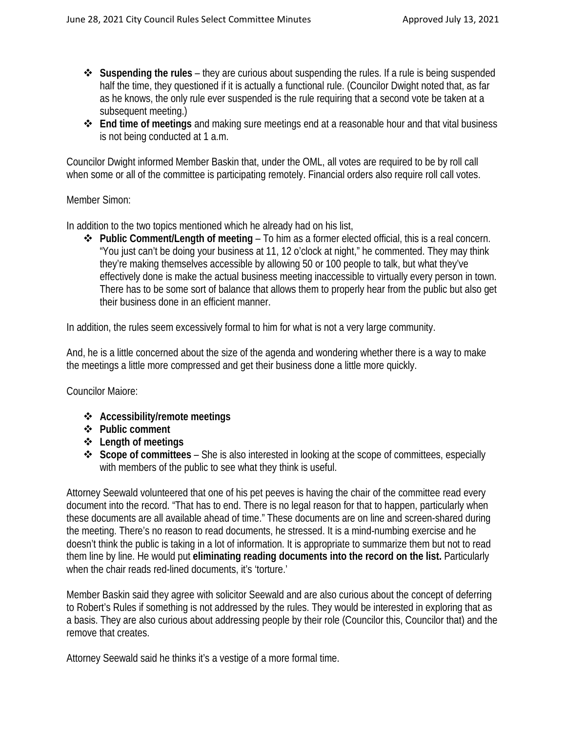- **Suspending the rules** – they are curious about suspending the rules. If a rule is being suspended half the time, they questioned if it is actually a functional rule. (Councilor Dwight noted that, as far as he knows, the only rule ever suspended is the rule requiring that a second vote be taken at a subsequent meeting.)
- **End time of meetings** and making sure meetings end at a reasonable hour and that vital business is not being conducted at 1 a.m.

Councilor Dwight informed Member Baskin that, under the OML, all votes are required to be by roll call when some or all of the committee is participating remotely. Financial orders also require roll call votes.

Member Simon:

In addition to the two topics mentioned which he already had on his list,

- **Public Comment/Length of meeting** – To him as a former elected official, this is a real concern. "You just can't be doing your business at 11, 12 o'clock at night," he commented. They may think they're making themselves accessible by allowing 50 or 100 people to talk, but what they've effectively done is make the actual business meeting inaccessible to virtually every person in town. There has to be some sort of balance that allows them to properly hear from the public but also get their business done in an efficient manner.

In addition, the rules seem excessively formal to him for what is not a very large community.

And, he is a little concerned about the size of the agenda and wondering whether there is a way to make the meetings a little more compressed and get their business done a little more quickly.

Councilor Maiore:

- **Accessibility/remote meetings**
- **Public comment**
- **Length of meetings**
- **Scope of committees** – She is also interested in looking at the scope of committees, especially with members of the public to see what they think is useful.

Attorney Seewald volunteered that one of his pet peeves is having the chair of the committee read every document into the record. "That has to end. There is no legal reason for that to happen, particularly when these documents are all available ahead of time." These documents are on line and screen-shared during the meeting. There's no reason to read documents, he stressed. It is a mind-numbing exercise and he doesn't think the public is taking in a lot of information. It is appropriate to summarize them but not to read them line by line. He would put **eliminating reading documents into the record on the list.** Particularly when the chair reads red-lined documents, it's 'torture.'

Member Baskin said they agree with solicitor Seewald and are also curious about the concept of deferring to Robert's Rules if something is not addressed by the rules. They would be interested in exploring that as a basis. They are also curious about addressing people by their role (Councilor this, Councilor that) and the remove that creates.

Attorney Seewald said he thinks it's a vestige of a more formal time.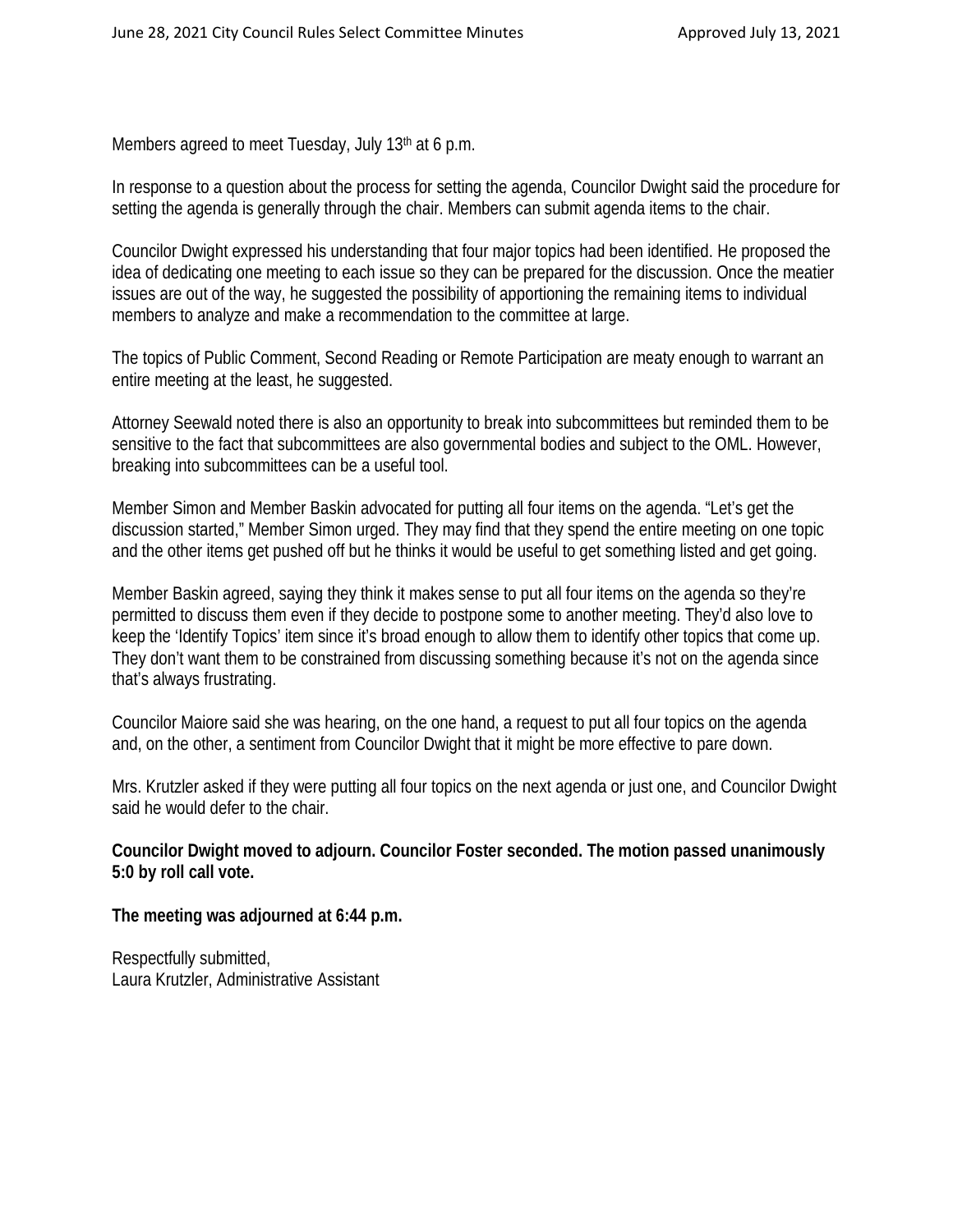Members agreed to meet Tuesday, July 13th at 6 p.m.

In response to a question about the process for setting the agenda, Councilor Dwight said the procedure for setting the agenda is generally through the chair. Members can submit agenda items to the chair.

Councilor Dwight expressed his understanding that four major topics had been identified. He proposed the idea of dedicating one meeting to each issue so they can be prepared for the discussion. Once the meatier issues are out of the way, he suggested the possibility of apportioning the remaining items to individual members to analyze and make a recommendation to the committee at large.

The topics of Public Comment, Second Reading or Remote Participation are meaty enough to warrant an entire meeting at the least, he suggested.

Attorney Seewald noted there is also an opportunity to break into subcommittees but reminded them to be sensitive to the fact that subcommittees are also governmental bodies and subject to the OML. However, breaking into subcommittees can be a useful tool.

Member Simon and Member Baskin advocated for putting all four items on the agenda. "Let's get the discussion started," Member Simon urged. They may find that they spend the entire meeting on one topic and the other items get pushed off but he thinks it would be useful to get something listed and get going.

Member Baskin agreed, saying they think it makes sense to put all four items on the agenda so they're permitted to discuss them even if they decide to postpone some to another meeting. They'd also love to keep the 'Identify Topics' item since it's broad enough to allow them to identify other topics that come up. They don't want them to be constrained from discussing something because it's not on the agenda since that's always frustrating.

Councilor Maiore said she was hearing, on the one hand, a request to put all four topics on the agenda and, on the other, a sentiment from Councilor Dwight that it might be more effective to pare down.

Mrs. Krutzler asked if they were putting all four topics on the next agenda or just one, and Councilor Dwight said he would defer to the chair.

**Councilor Dwight moved to adjourn. Councilor Foster seconded. The motion passed unanimously 5:0 by roll call vote.**

**The meeting was adjourned at 6:44 p.m.**

Respectfully submitted,
Laura Krutzler, Administrative Assistant